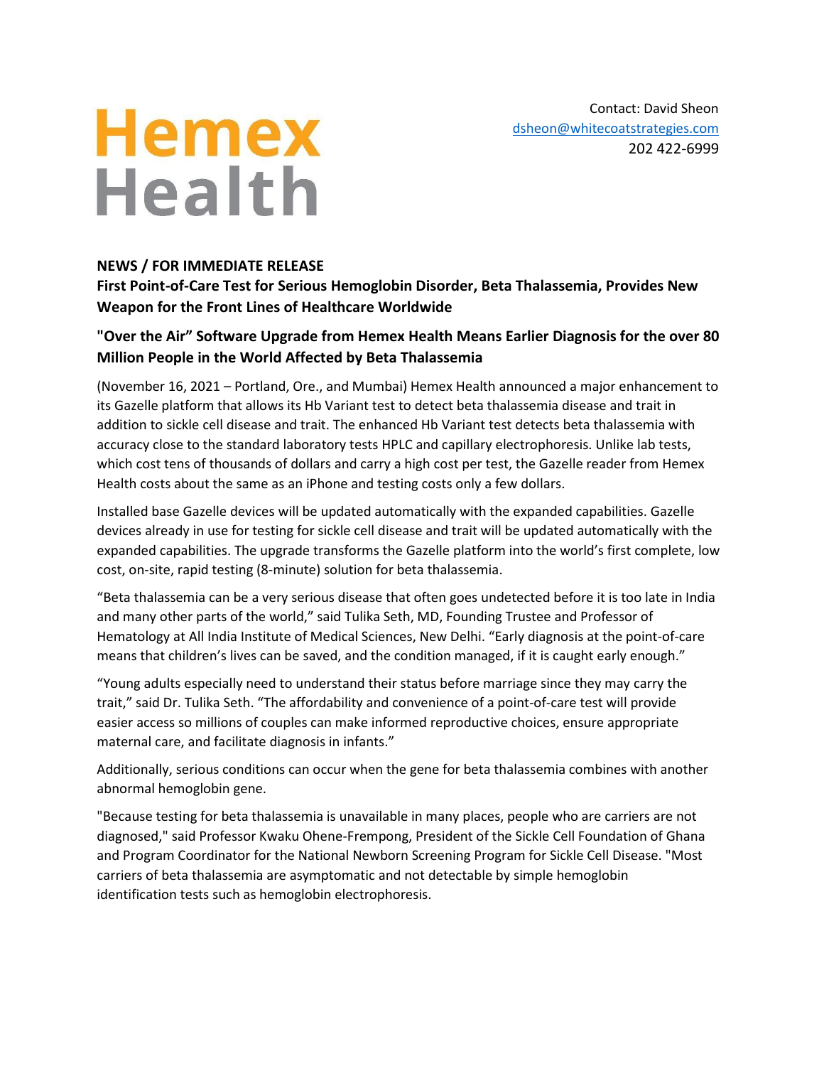# Hemex Health

Contact: David Sheon
dsheon@whitecoatstrategies.com
202 422-6999

**NEWS / FOR IMMEDIATE RELEASE**

**First Point-of-Care Test for Serious Hemoglobin Disorder, Beta Thalassemia, Provides New Weapon for the Front Lines of Healthcare Worldwide**

## "Over the Air" Software Upgrade from Hemex Health Means Earlier Diagnosis for the over 80 Million People in the World Affected by Beta Thalassemia

(November 16, 2021 – Portland, Ore., and Mumbai) Hemex Health announced a major enhancement to its Gazelle platform that allows its Hb Variant test to detect beta thalassemia disease and trait in addition to sickle cell disease and trait. The enhanced Hb Variant test detects beta thalassemia with accuracy close to the standard laboratory tests HPLC and capillary electrophoresis. Unlike lab tests, which cost tens of thousands of dollars and carry a high cost per test, the Gazelle reader from Hemex Health costs about the same as an iPhone and testing costs only a few dollars.

Installed base Gazelle devices will be updated automatically with the expanded capabilities. Gazelle devices already in use for testing for sickle cell disease and trait will be updated automatically with the expanded capabilities. The upgrade transforms the Gazelle platform into the world's first complete, low cost, on-site, rapid testing (8-minute) solution for beta thalassemia.

"Beta thalassemia can be a very serious disease that often goes undetected before it is too late in India and many other parts of the world," said Tulika Seth, MD, Founding Trustee and Professor of Hematology at All India Institute of Medical Sciences, New Delhi. "Early diagnosis at the point-of-care means that children's lives can be saved, and the condition managed, if it is caught early enough."

"Young adults especially need to understand their status before marriage since they may carry the trait," said Dr. Tulika Seth. "The affordability and convenience of a point-of-care test will provide easier access so millions of couples can make informed reproductive choices, ensure appropriate maternal care, and facilitate diagnosis in infants."

Additionally, serious conditions can occur when the gene for beta thalassemia combines with another abnormal hemoglobin gene.

"Because testing for beta thalassemia is unavailable in many places, people who are carriers are not diagnosed," said Professor Kwaku Ohene-Frempong, President of the Sickle Cell Foundation of Ghana and Program Coordinator for the National Newborn Screening Program for Sickle Cell Disease. "Most carriers of beta thalassemia are asymptomatic and not detectable by simple hemoglobin identification tests such as hemoglobin electrophoresis.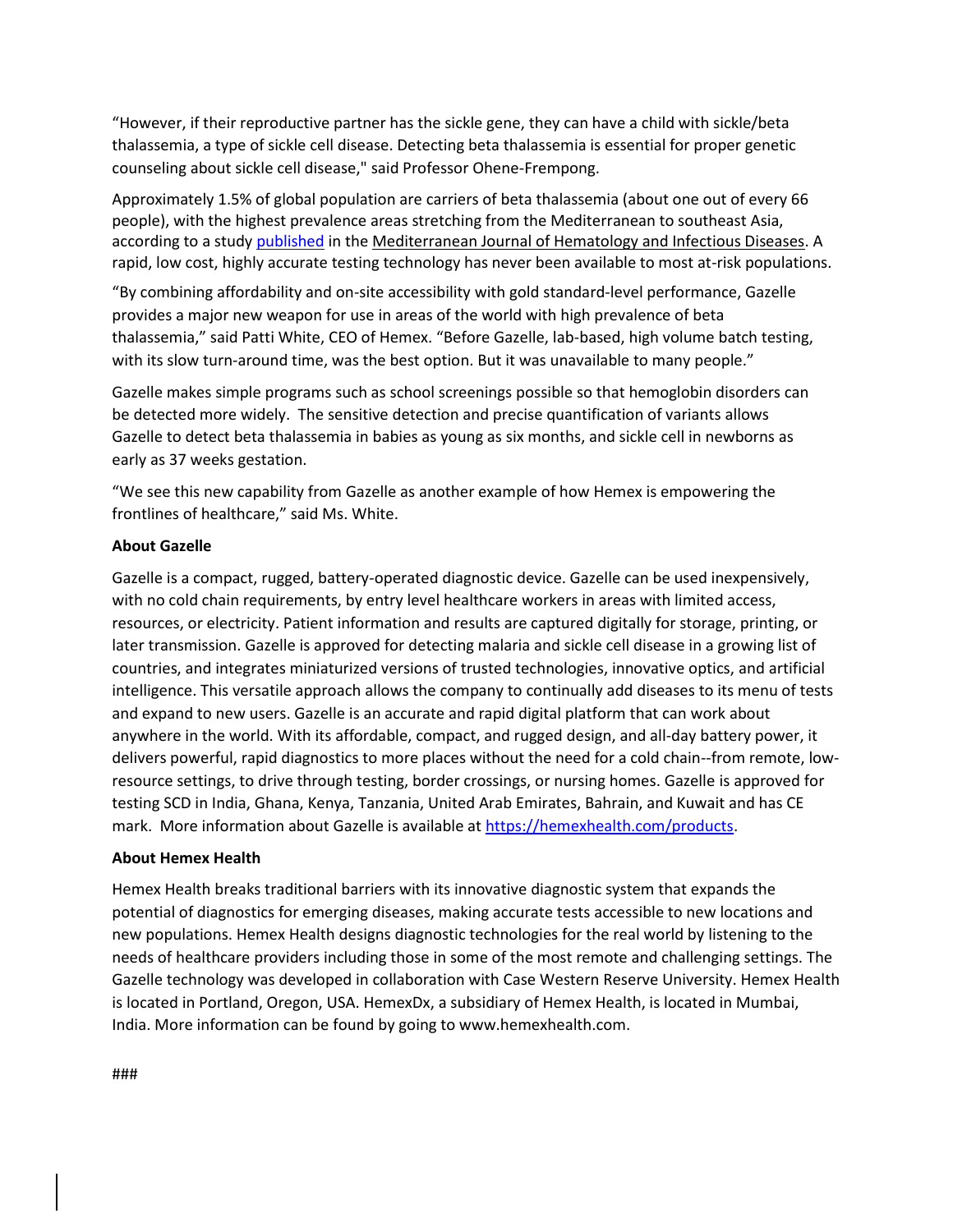"However, if their reproductive partner has the sickle gene, they can have a child with sickle/beta thalassemia, a type of sickle cell disease. Detecting beta thalassemia is essential for proper genetic counseling about sickle cell disease," said Professor Ohene-Frempong.

Approximately 1.5% of global population are carriers of beta thalassemia (about one out of every 66 people), with the highest prevalence areas stretching from the Mediterranean to southeast Asia, according to a study published in the Mediterranean Journal of Hematology and Infectious Diseases. A rapid, low cost, highly accurate testing technology has never been available to most at-risk populations.

"By combining affordability and on-site accessibility with gold standard-level performance, Gazelle provides a major new weapon for use in areas of the world with high prevalence of beta thalassemia," said Patti White, CEO of Hemex. "Before Gazelle, lab-based, high volume batch testing, with its slow turn-around time, was the best option. But it was unavailable to many people."

Gazelle makes simple programs such as school screenings possible so that hemoglobin disorders can be detected more widely. The sensitive detection and precise quantification of variants allows Gazelle to detect beta thalassemia in babies as young as six months, and sickle cell in newborns as early as 37 weeks gestation.

"We see this new capability from Gazelle as another example of how Hemex is empowering the frontlines of healthcare," said Ms. White.

**About Gazelle**

Gazelle is a compact, rugged, battery-operated diagnostic device. Gazelle can be used inexpensively, with no cold chain requirements, by entry level healthcare workers in areas with limited access, resources, or electricity. Patient information and results are captured digitally for storage, printing, or later transmission. Gazelle is approved for detecting malaria and sickle cell disease in a growing list of countries, and integrates miniaturized versions of trusted technologies, innovative optics, and artificial intelligence. This versatile approach allows the company to continually add diseases to its menu of tests and expand to new users. Gazelle is an accurate and rapid digital platform that can work about anywhere in the world. With its affordable, compact, and rugged design, and all-day battery power, it delivers powerful, rapid diagnostics to more places without the need for a cold chain--from remote, low-resource settings, to drive through testing, border crossings, or nursing homes. Gazelle is approved for testing SCD in India, Ghana, Kenya, Tanzania, United Arab Emirates, Bahrain, and Kuwait and has CE mark. More information about Gazelle is available at https://hemexhealth.com/products.

**About Hemex Health**

Hemex Health breaks traditional barriers with its innovative diagnostic system that expands the potential of diagnostics for emerging diseases, making accurate tests accessible to new locations and new populations. Hemex Health designs diagnostic technologies for the real world by listening to the needs of healthcare providers including those in some of the most remote and challenging settings. The Gazelle technology was developed in collaboration with Case Western Reserve University. Hemex Health is located in Portland, Oregon, USA. HemexDx, a subsidiary of Hemex Health, is located in Mumbai, India. More information can be found by going to www.hemexhealth.com.

###